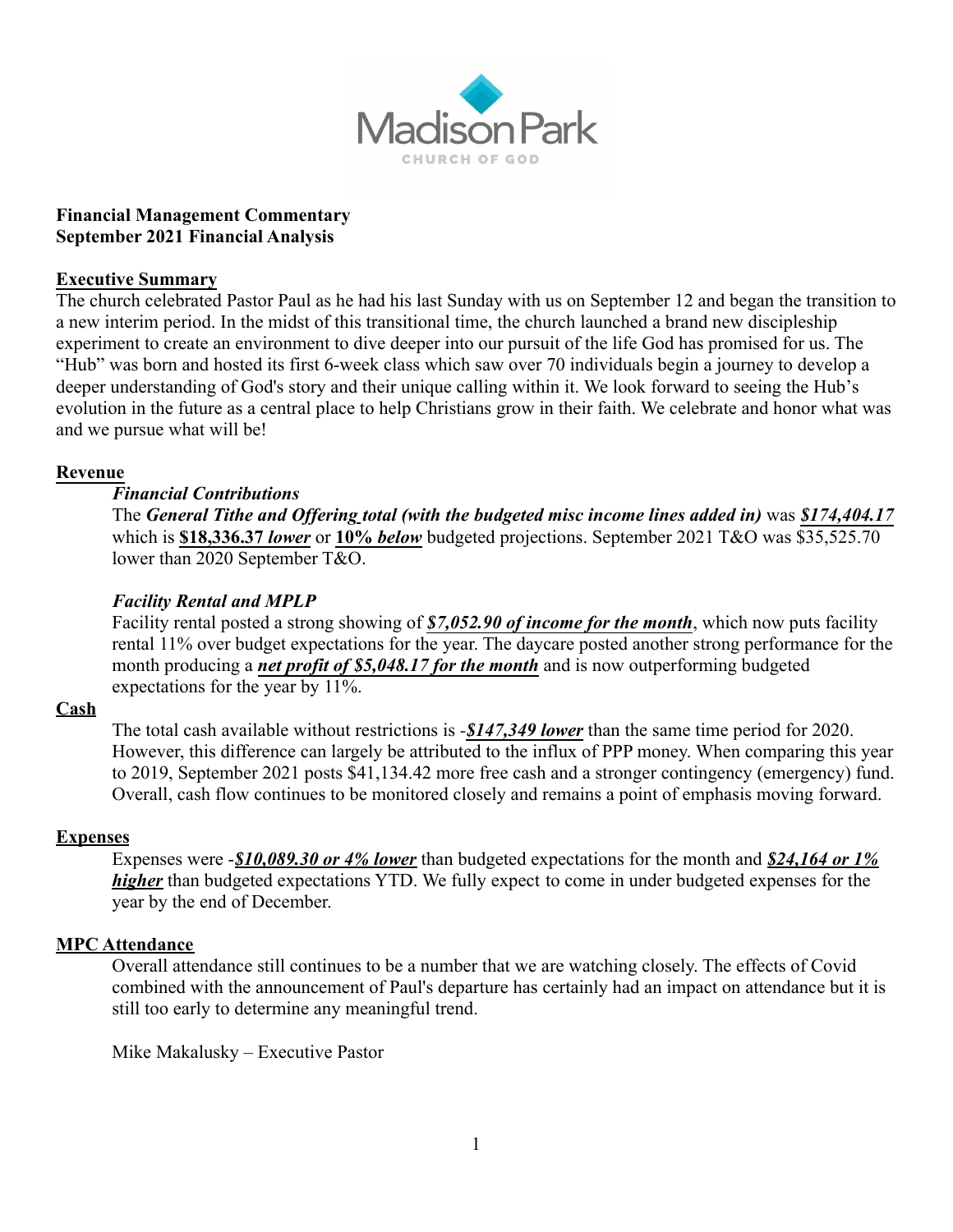Madison Park
CHURCH OF GOD

**Financial Management Commentary**
**September 2021 Financial Analysis**

## Executive Summary

The church celebrated Pastor Paul as he had his last Sunday with us on September 12 and began the transition to a new interim period. In the midst of this transitional time, the church launched a brand new discipleship experiment to create an environment to dive deeper into our pursuit of the life God has promised for us. The "Hub" was born and hosted its first 6-week class which saw over 70 individuals begin a journey to develop a deeper understanding of God's story and their unique calling within it. We look forward to seeing the Hub's evolution in the future as a central place to help Christians grow in their faith. We celebrate and honor what was and we pursue what will be!

## Revenue

### *Financial Contributions*

The ***General Tithe and Offering total (with the budgeted misc income lines added in)*** was ***$174,404.17*** which is **$18,336.37** ***lower*** or **10%** ***below*** budgeted projections. September 2021 T&O was $35,525.70 lower than 2020 September T&O.

### *Facility Rental and MPLP*

Facility rental posted a strong showing of ***$7,052.90 of income for the month***, which now puts facility rental 11% over budget expectations for the year. The daycare posted another strong performance for the month producing a ***net profit of $5,048.17 for the month*** and is now outperforming budgeted expectations for the year by 11%.

## Cash

The total cash available without restrictions is -***$147,349 lower*** than the same time period for 2020. However, this difference can largely be attributed to the influx of PPP money. When comparing this year to 2019, September 2021 posts $41,134.42 more free cash and a stronger contingency (emergency) fund. Overall, cash flow continues to be monitored closely and remains a point of emphasis moving forward.

## Expenses

Expenses were -***$10,089.30 or 4% lower*** than budgeted expectations for the month and ***$24,164 or 1% higher*** than budgeted expectations YTD. We fully expect to come in under budgeted expenses for the year by the end of December.

## MPC Attendance

Overall attendance still continues to be a number that we are watching closely. The effects of Covid combined with the announcement of Paul's departure has certainly had an impact on attendance but it is still too early to determine any meaningful trend.

Mike Makalusky – Executive Pastor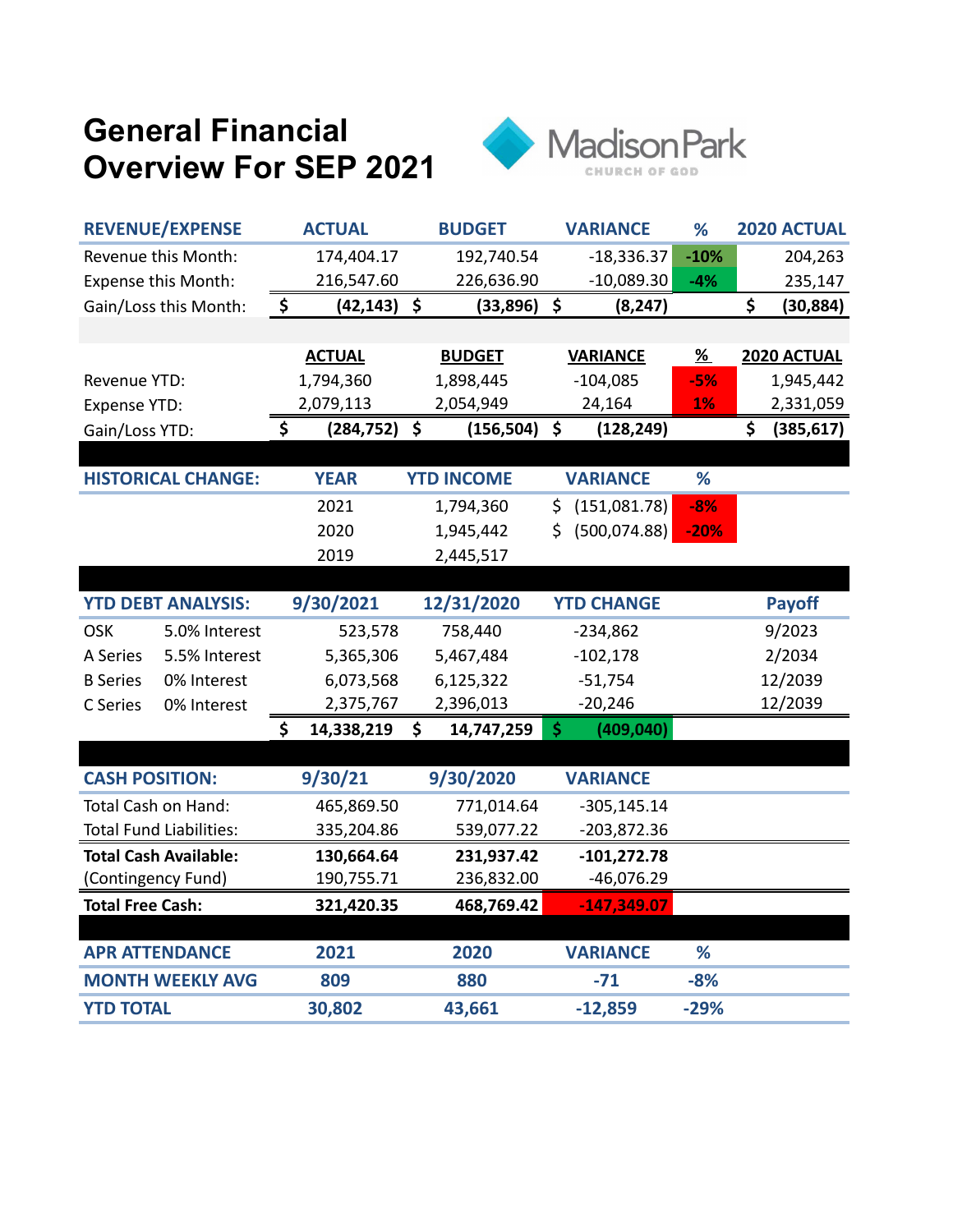# General Financial Overview For SEP 2021

Madison Park CHURCH OF GOD

| REVENUE/EXPENSE | ACTUAL | BUDGET | VARIANCE | % | 2020 ACTUAL |
|---|---|---|---|---|---|
| Revenue this Month: | 174,404.17 | 192,740.54 | -18,336.37 | -10% | 204,263 |
| Expense this Month: | 216,547.60 | 226,636.90 | -10,089.30 | -4% | 235,147 |
| Gain/Loss this Month: | $ (42,143) | $ (33,896) | $ (8,247) | | $ (30,884) |

| | ACTUAL | BUDGET | VARIANCE | % | 2020 ACTUAL |
|---|---|---|---|---|---|
| Revenue YTD: | 1,794,360 | 1,898,445 | -104,085 | -5% | 1,945,442 |
| Expense YTD: | 2,079,113 | 2,054,949 | 24,164 | 1% | 2,331,059 |
| Gain/Loss YTD: | $ (284,752) | $ (156,504) | $ (128,249) | | $ (385,617) |

| HISTORICAL CHANGE: | YEAR | YTD INCOME | VARIANCE | % |
|---|---|---|---|---|
| | 2021 | 1,794,360 | $ (151,081.78) | -8% |
| | 2020 | 1,945,442 | $ (500,074.88) | -20% |
| | 2019 | 2,445,517 | | |

| YTD DEBT ANALYSIS: | | 9/30/2021 | 12/31/2020 | YTD CHANGE | Payoff |
|---|---|---|---|---|---|
| OSK | 5.0% Interest | 523,578 | 758,440 | -234,862 | 9/2023 |
| A Series | 5.5% Interest | 5,365,306 | 5,467,484 | -102,178 | 2/2034 |
| B Series | 0% Interest | 6,073,568 | 6,125,322 | -51,754 | 12/2039 |
| C Series | 0% Interest | 2,375,767 | 2,396,013 | -20,246 | 12/2039 |
| | | $ 14,338,219 | $ 14,747,259 | $ (409,040) | |

| CASH POSITION: | 9/30/21 | 9/30/2020 | VARIANCE |
|---|---|---|---|
| Total Cash on Hand: | 465,869.50 | 771,014.64 | -305,145.14 |
| Total Fund Liabilities: | 335,204.86 | 539,077.22 | -203,872.36 |
| **Total Cash Available:** | **130,664.64** | **231,937.42** | **-101,272.78** |
| (Contingency Fund) | 190,755.71 | 236,832.00 | -46,076.29 |
| **Total Free Cash:** | **321,420.35** | **468,769.42** | **-147,349.07** |

| APR ATTENDANCE | 2021 | 2020 | VARIANCE | % |
|---|---|---|---|---|
| MONTH WEEKLY AVG | 809 | 880 | -71 | -8% |
| YTD TOTAL | 30,802 | 43,661 | -12,859 | -29% |